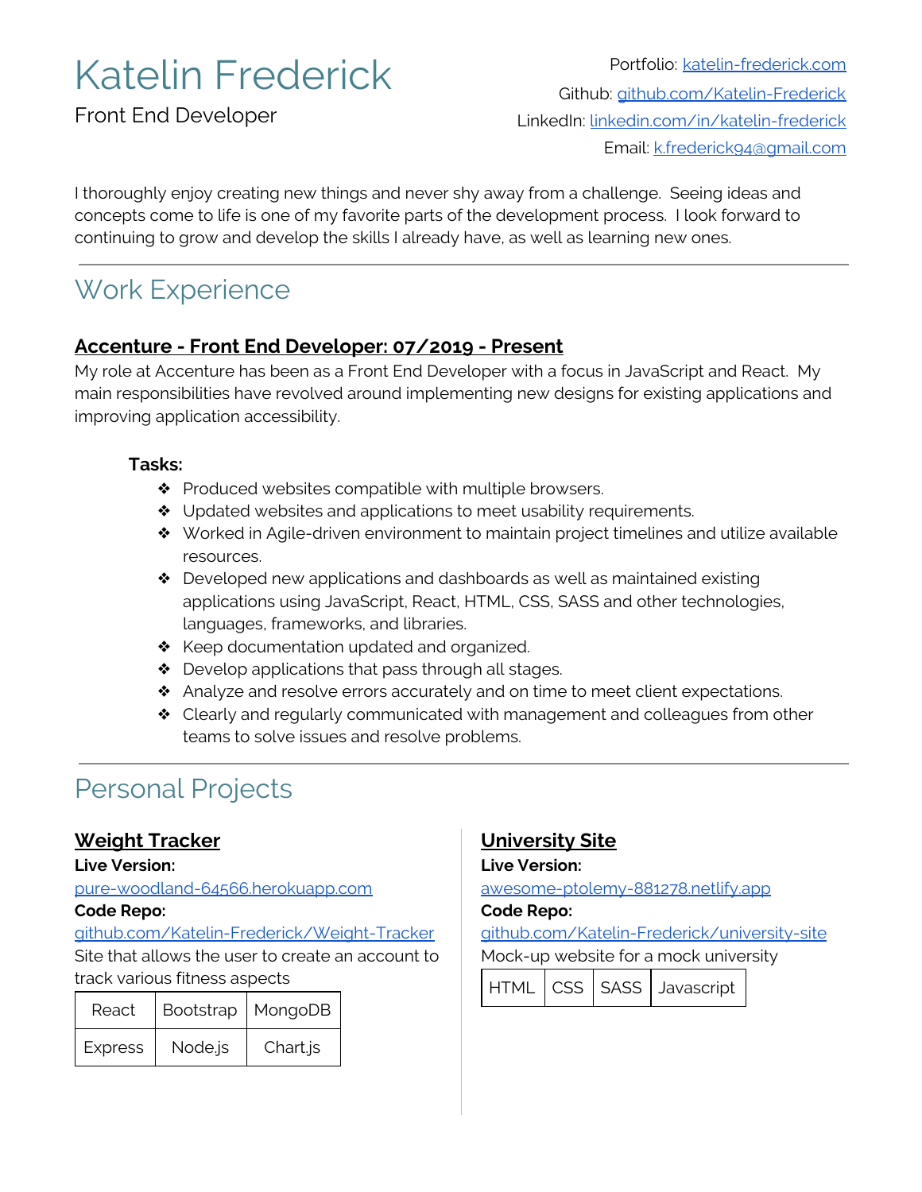# Katelin Frederick

Front End Developer

Portfolio: [katelin-frederick.com](katelin-frederick.com)
Github: [github.com/Katelin-Frederick](github.com/Katelin-Frederick)
LinkedIn: [linkedin.com/in/katelin-frederick](linkedin.com/in/katelin-frederick)
Email: [k.frederick94@gmail.com](mailto:k.frederick94@gmail.com)

I thoroughly enjoy creating new things and never shy away from a challenge. Seeing ideas and concepts come to life is one of my favorite parts of the development process. I look forward to continuing to grow and develop the skills I already have, as well as learning new ones.

---

## Work Experience

### Accenture - Front End Developer: 07/2019 - Present

My role at Accenture has been as a Front End Developer with a focus in JavaScript and React. My main responsibilities have revolved around implementing new designs for existing applications and improving application accessibility.

**Tasks:**

- Produced websites compatible with multiple browsers.
- Updated websites and applications to meet usability requirements.
- Worked in Agile-driven environment to maintain project timelines and utilize available resources.
- Developed new applications and dashboards as well as maintained existing applications using JavaScript, React, HTML, CSS, SASS and other technologies, languages, frameworks, and libraries.
- Keep documentation updated and organized.
- Develop applications that pass through all stages.
- Analyze and resolve errors accurately and on time to meet client expectations.
- Clearly and regularly communicated with management and colleagues from other teams to solve issues and resolve problems.

---

## Personal Projects

### Weight Tracker

**Live Version:**
[pure-woodland-64566.herokuapp.com](pure-woodland-64566.herokuapp.com)
**Code Repo:**
[github.com/Katelin-Frederick/Weight-Tracker](github.com/Katelin-Frederick/Weight-Tracker)

Site that allows the user to create an account to track various fitness aspects

| React | Bootstrap | MongoDB |
|---|---|---|
| Express | Node.js | Chart.js |

### University Site

**Live Version:**
[awesome-ptolemy-881278.netlify.app](awesome-ptolemy-881278.netlify.app)
**Code Repo:**
[github.com/Katelin-Frederick/university-site](github.com/Katelin-Frederick/university-site)

Mock-up website for a mock university

| HTML | CSS | SASS | Javascript |
|---|---|---|---|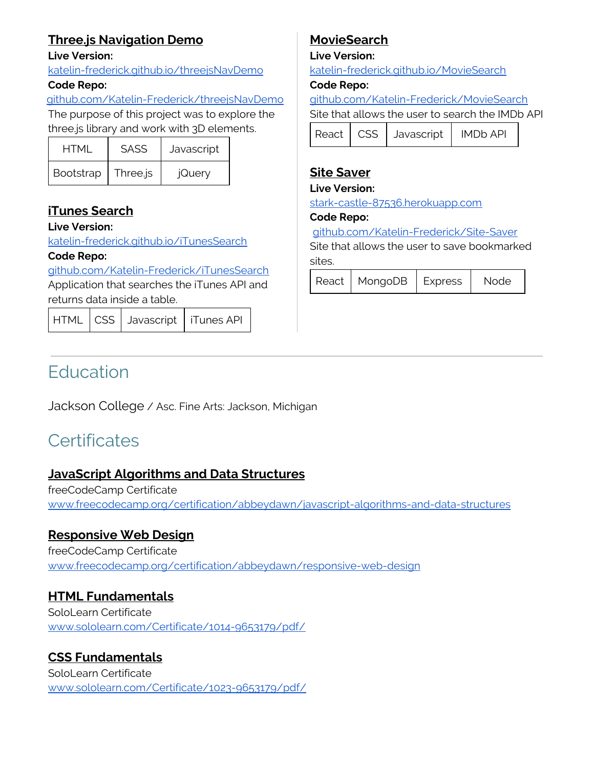### Three.js Navigation Demo

**Live Version:**
katelin-frederick.github.io/threejsNavDemo
**Code Repo:**
github.com/Katelin-Frederick/threejsNavDemo
The purpose of this project was to explore the three.js library and work with 3D elements.

| HTML | SASS | Javascript |
|---|---|---|
| Bootstrap | Three.js | jQuery |

### iTunes Search

**Live Version:**
katelin-frederick.github.io/iTunesSearch
**Code Repo:**
github.com/Katelin-Frederick/iTunesSearch
Application that searches the iTunes API and returns data inside a table.

| HTML | CSS | Javascript | iTunes API |
|---|---|---|---|

### MovieSearch

**Live Version:**
katelin-frederick.github.io/MovieSearch
**Code Repo:**
github.com/Katelin-Frederick/MovieSearch
Site that allows the user to search the IMDb API

| React | CSS | Javascript | IMDb API |
|---|---|---|---|

### Site Saver

**Live Version:**
stark-castle-87536.herokuapp.com
**Code Repo:**
github.com/Katelin-Frederick/Site-Saver
Site that allows the user to save bookmarked sites.

| React | MongoDB | Express | Node |
|---|---|---|---|

## Education

Jackson College / Asc. Fine Arts: Jackson, Michigan

## Certificates

### JavaScript Algorithms and Data Structures

freeCodeCamp Certificate
www.freecodecamp.org/certification/abbeydawn/javascript-algorithms-and-data-structures

### Responsive Web Design

freeCodeCamp Certificate
www.freecodecamp.org/certification/abbeydawn/responsive-web-design

### HTML Fundamentals

SoloLearn Certificate
www.sololearn.com/Certificate/1014-9653179/pdf/

### CSS Fundamentals

SoloLearn Certificate
www.sololearn.com/Certificate/1023-9653179/pdf/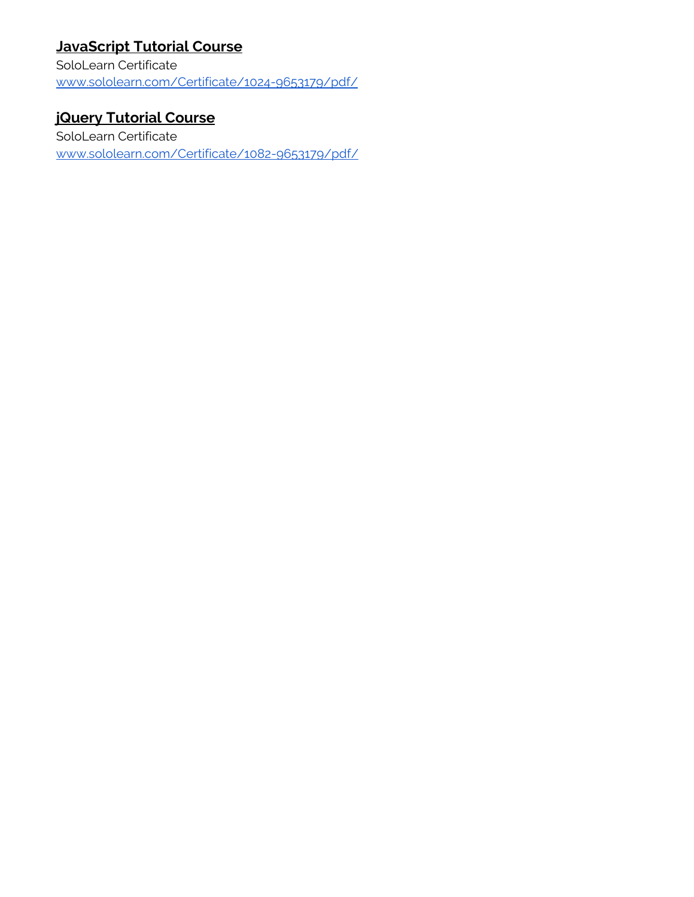### **JavaScript Tutorial Course**

SoloLearn Certificate
[www.sololearn.com/Certificate/1024-9653179/pdf/](www.sololearn.com/Certificate/1024-9653179/pdf/)

### **jQuery Tutorial Course**

SoloLearn Certificate
[www.sololearn.com/Certificate/1082-9653179/pdf/](www.sololearn.com/Certificate/1082-9653179/pdf/)